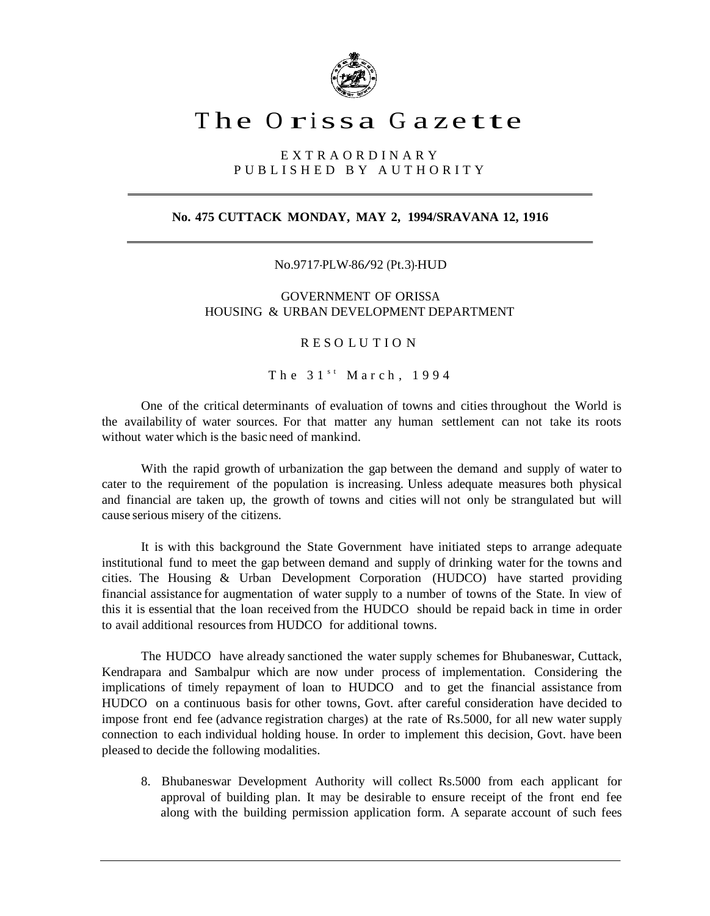# The Orissa Gazette

EXTRAORDINARY
PUBLISHED BY AUTHORITY

**No. 475 CUTTACK MONDAY, MAY 2, 1994/SRAVANA 12, 1916**

No.9717-PLW-86/92 (Pt.3)-HUD

GOVERNMENT OF ORISSA
HOUSING & URBAN DEVELOPMENT DEPARTMENT

## RESOLUTION

The 31st March, 1994

One of the critical determinants of evaluation of towns and cities throughout the World is the availability of water sources. For that matter any human settlement can not take its roots without water which is the basic need of mankind.

With the rapid growth of urbanization the gap between the demand and supply of water to cater to the requirement of the population is increasing. Unless adequate measures both physical and financial are taken up, the growth of towns and cities will not only be strangulated but will cause serious misery of the citizens.

It is with this background the State Government have initiated steps to arrange adequate institutional fund to meet the gap between demand and supply of drinking water for the towns and cities. The Housing & Urban Development Corporation (HUDCO) have started providing financial assistance for augmentation of water supply to a number of towns of the State. In view of this it is essential that the loan received from the HUDCO should be repaid back in time in order to avail additional resources from HUDCO for additional towns.

The HUDCO have already sanctioned the water supply schemes for Bhubaneswar, Cuttack, Kendrapara and Sambalpur which are now under process of implementation. Considering the implications of timely repayment of loan to HUDCO and to get the financial assistance from HUDCO on a continuous basis for other towns, Govt. after careful consideration have decided to impose front end fee (advance registration charges) at the rate of Rs.5000, for all new water supply connection to each individual holding house. In order to implement this decision, Govt. have been pleased to decide the following modalities.

8. Bhubaneswar Development Authority will collect Rs.5000 from each applicant for approval of building plan. It may be desirable to ensure receipt of the front end fee along with the building permission application form. A separate account of such fees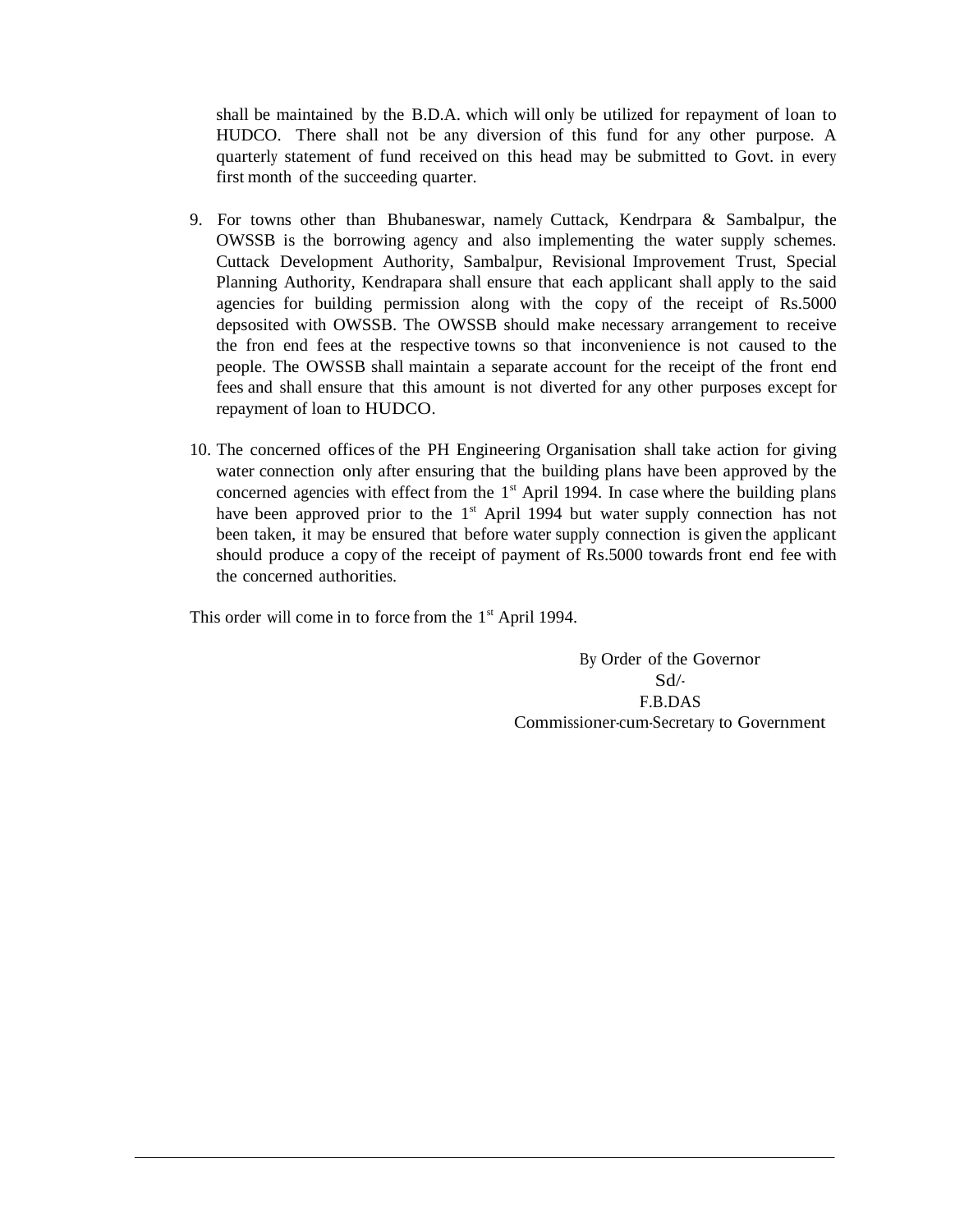shall be maintained by the B.D.A. which will only be utilized for repayment of loan to HUDCO. There shall not be any diversion of this fund for any other purpose. A quarterly statement of fund received on this head may be submitted to Govt. in every first month of the succeeding quarter.

9. For towns other than Bhubaneswar, namely Cuttack, Kendrpara & Sambalpur, the OWSSB is the borrowing agency and also implementing the water supply schemes. Cuttack Development Authority, Sambalpur, Revisional Improvement Trust, Special Planning Authority, Kendrapara shall ensure that each applicant shall apply to the said agencies for building permission along with the copy of the receipt of Rs.5000 depsosited with OWSSB. The OWSSB should make necessary arrangement to receive the fron end fees at the respective towns so that inconvenience is not caused to the people. The OWSSB shall maintain a separate account for the receipt of the front end fees and shall ensure that this amount is not diverted for any other purposes except for repayment of loan to HUDCO.

10. The concerned offices of the PH Engineering Organisation shall take action for giving water connection only after ensuring that the building plans have been approved by the concerned agencies with effect from the 1st April 1994. In case where the building plans have been approved prior to the 1st April 1994 but water supply connection has not been taken, it may be ensured that before water supply connection is given the applicant should produce a copy of the receipt of payment of Rs.5000 towards front end fee with the concerned authorities.

This order will come in to force from the 1st April 1994.

By Order of the Governor  
Sd/-  
F.B.DAS  
Commissioner-cum-Secretary to Government